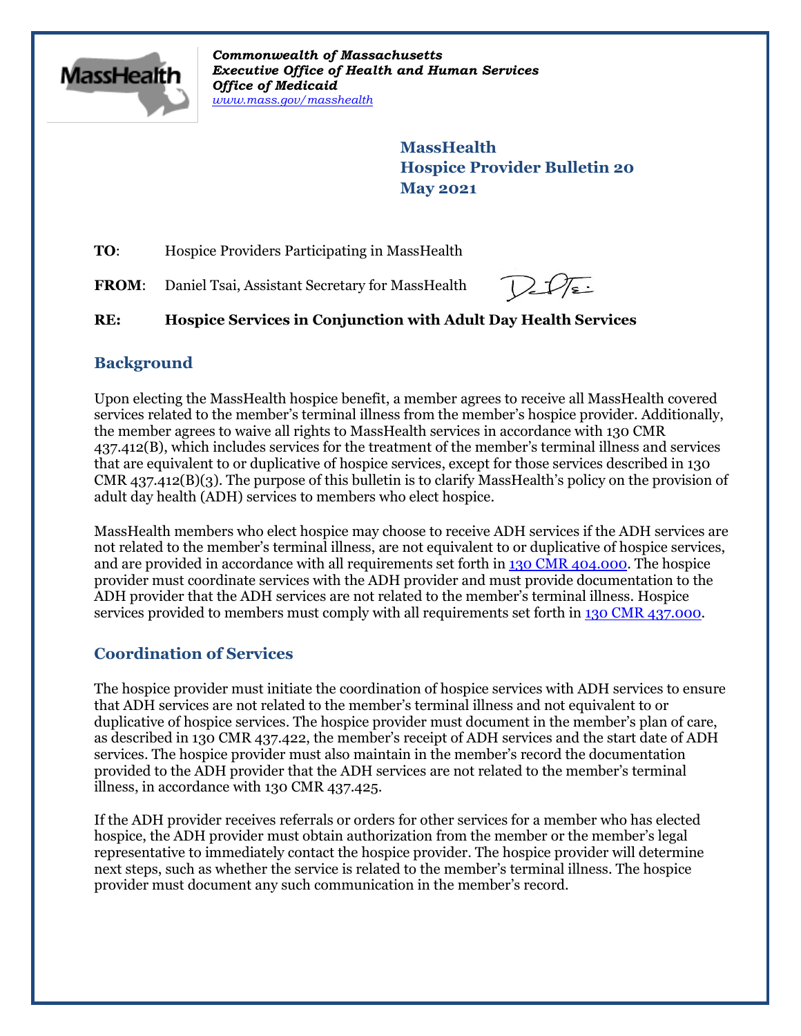*Commonwealth of Massachusetts*
***Executive Office of Health and Human Services***
***Office of Medicaid***
*[www.mass.gov/masshealth](http://www.mass.gov/masshealth)*

**MassHealth**
**Hospice Provider Bulletin 20**
**May 2021**

**TO**: Hospice Providers Participating in MassHealth

**FROM**: Daniel Tsai, Assistant Secretary for MassHealth

**RE: Hospice Services in Conjunction with Adult Day Health Services**

## Background

Upon electing the MassHealth hospice benefit, a member agrees to receive all MassHealth covered services related to the member's terminal illness from the member's hospice provider. Additionally, the member agrees to waive all rights to MassHealth services in accordance with 130 CMR 437.412(B), which includes services for the treatment of the member's terminal illness and services that are equivalent to or duplicative of hospice services, except for those services described in 130 CMR 437.412(B)(3). The purpose of this bulletin is to clarify MassHealth's policy on the provision of adult day health (ADH) services to members who elect hospice.

MassHealth members who elect hospice may choose to receive ADH services if the ADH services are not related to the member's terminal illness, are not equivalent to or duplicative of hospice services, and are provided in accordance with all requirements set forth in [130 CMR 404.000](). The hospice provider must coordinate services with the ADH provider and must provide documentation to the ADH provider that the ADH services are not related to the member's terminal illness. Hospice services provided to members must comply with all requirements set forth in [130 CMR 437.000]().

## Coordination of Services

The hospice provider must initiate the coordination of hospice services with ADH services to ensure that ADH services are not related to the member's terminal illness and not equivalent to or duplicative of hospice services. The hospice provider must document in the member's plan of care, as described in 130 CMR 437.422, the member's receipt of ADH services and the start date of ADH services. The hospice provider must also maintain in the member's record the documentation provided to the ADH provider that the ADH services are not related to the member's terminal illness, in accordance with 130 CMR 437.425.

If the ADH provider receives referrals or orders for other services for a member who has elected hospice, the ADH provider must obtain authorization from the member or the member's legal representative to immediately contact the hospice provider. The hospice provider will determine next steps, such as whether the service is related to the member's terminal illness. The hospice provider must document any such communication in the member's record.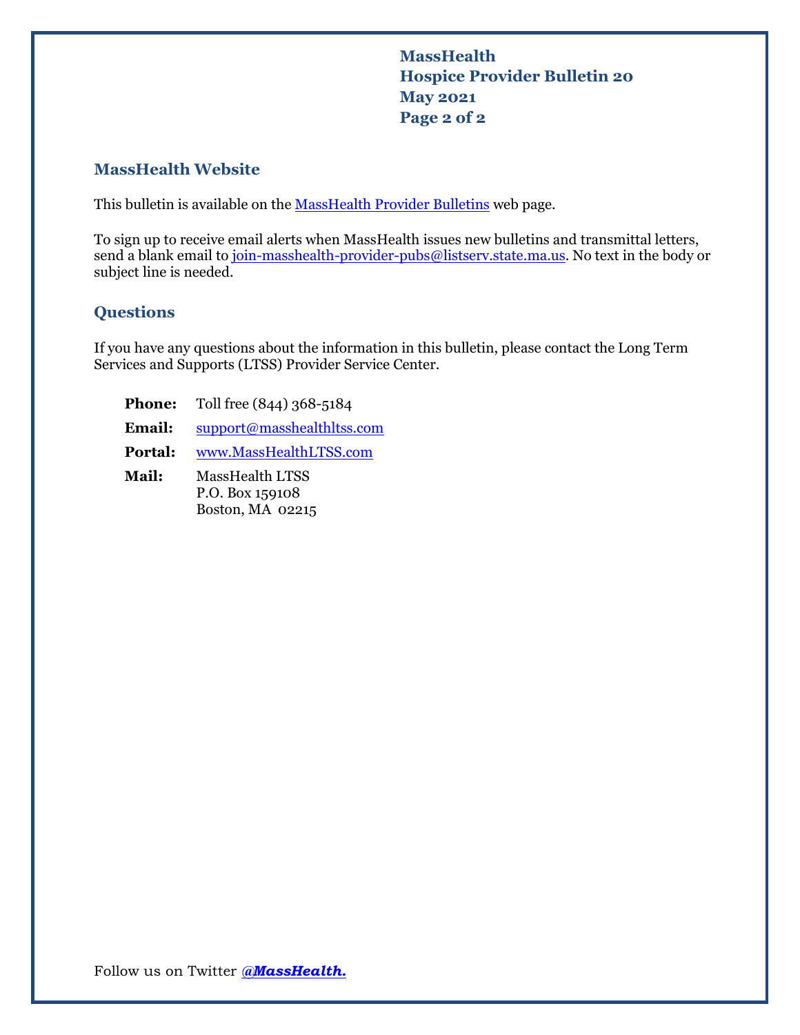## MassHealth Website

This bulletin is available on the MassHealth Provider Bulletins web page.

To sign up to receive email alerts when MassHealth issues new bulletins and transmittal letters, send a blank email to join-masshealth-provider-pubs@listserv.state.ma.us. No text in the body or subject line is needed.

## Questions

If you have any questions about the information in this bulletin, please contact the Long Term Services and Supports (LTSS) Provider Service Center.

**Phone:** Toll free (844) 368-5184

**Email:** support@masshealthltss.com

**Portal:** www.MassHealthLTSS.com

**Mail:** MassHealth LTSS
P.O. Box 159108
Boston, MA 02215

Follow us on Twitter ***@MassHealth.***